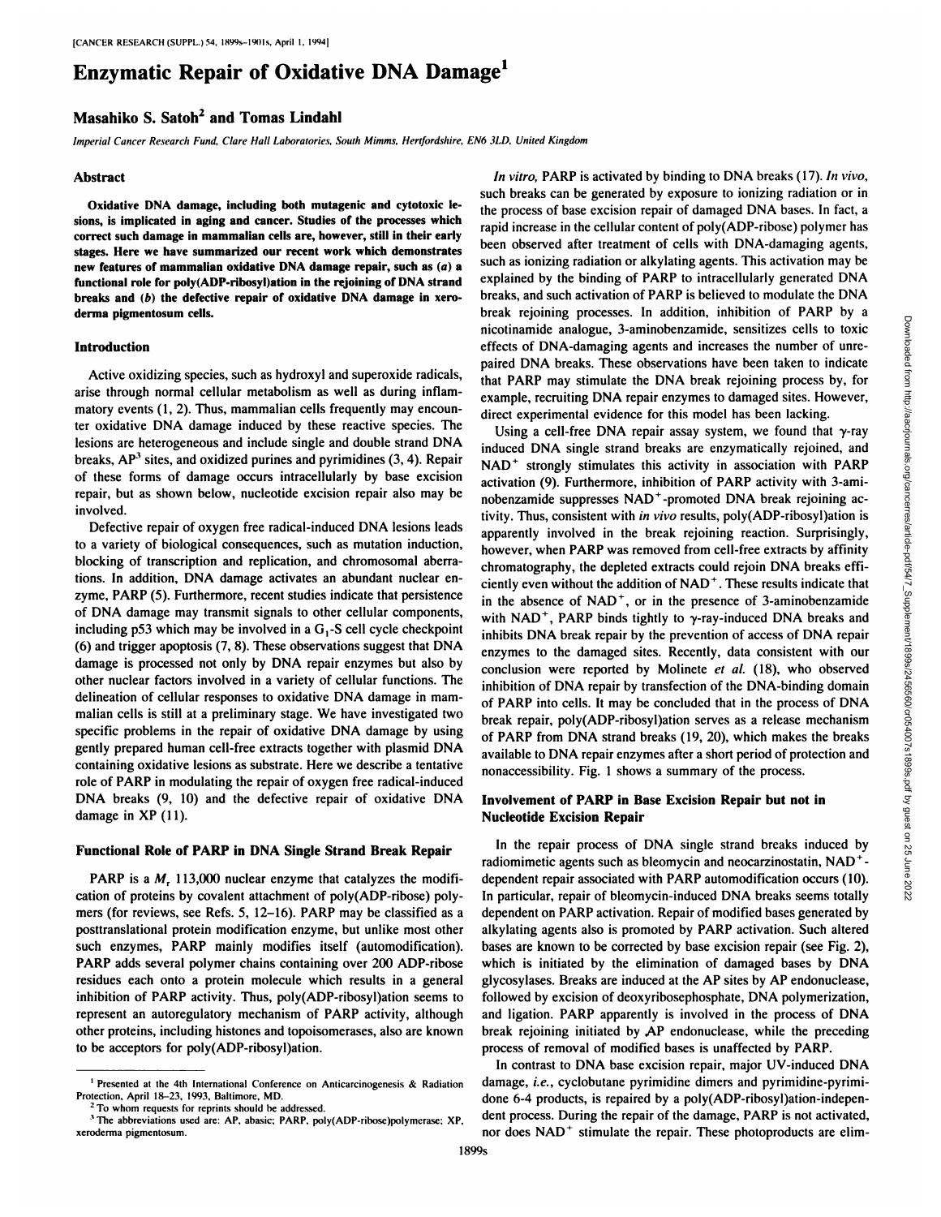# Enzymatic Repair of Oxidative DNA Damage[1]

## Masahiko S. Satoh[2] and Tomas Lindahl

*Imperial Cancer Research Fund, Clare Hall Laboratories, South Mimms, Hertfordshire, EN6 3LD, United Kingdom*

### Abstract

**Oxidative DNA damage, including both mutagenic and cytotoxic lesions, is implicated in aging and cancer. Studies of the processes which correct such damage in mammalian cells are, however, still in their early stages. Here we have summarized our recent work which demonstrates new features of mammalian oxidative DNA damage repair, such as (*a*) a functional role for poly(ADP-ribosyl)ation in the rejoining of DNA strand breaks and (*b*) the defective repair of oxidative DNA damage in xeroderma pigmentosum cells.**

### Introduction

Active oxidizing species, such as hydroxyl and superoxide radicals, arise through normal cellular metabolism as well as during inflammatory events (1, 2). Thus, mammalian cells frequently may encounter oxidative DNA damage induced by these reactive species. The lesions are heterogeneous and include single and double strand DNA breaks, AP[3] sites, and oxidized purines and pyrimidines (3, 4). Repair of these forms of damage occurs intracellularly by base excision repair, but as shown below, nucleotide excision repair also may be involved.

Defective repair of oxygen free radical-induced DNA lesions leads to a variety of biological consequences, such as mutation induction, blocking of transcription and replication, and chromosomal aberrations. In addition, DNA damage activates an abundant nuclear enzyme, PARP (5). Furthermore, recent studies indicate that persistence of DNA damage may transmit signals to other cellular components, including p53 which may be involved in a $G_1$-S cell cycle checkpoint (6) and trigger apoptosis (7, 8). These observations suggest that DNA damage is processed not only by DNA repair enzymes but also by other nuclear factors involved in a variety of cellular functions. The delineation of cellular responses to oxidative DNA damage in mammalian cells is still at a preliminary stage. We have investigated two specific problems in the repair of oxidative DNA damage by using gently prepared human cell-free extracts together with plasmid DNA containing oxidative lesions as substrate. Here we describe a tentative role of PARP in modulating the repair of oxygen free radical-induced DNA breaks (9, 10) and the defective repair of oxidative DNA damage in XP (11).

### Functional Role of PARP in DNA Single Strand Break Repair

PARP is a $M_r$ 113,000 nuclear enzyme that catalyzes the modification of proteins by covalent attachment of poly(ADP-ribose) polymers (for reviews, see Refs. 5, 12–16). PARP may be classified as a posttranslational protein modification enzyme, but unlike most other such enzymes, PARP mainly modifies itself (automodification). PARP adds several polymer chains containing over 200 ADP-ribose residues each onto a protein molecule which results in a general inhibition of PARP activity. Thus, poly(ADP-ribosyl)ation seems to represent an autoregulatory mechanism of PARP activity, although other proteins, including histones and topoisomerases, also are known to be acceptors for poly(ADP-ribosyl)ation.

*In vitro*, PARP is activated by binding to DNA breaks (17). *In vivo*, such breaks can be generated by exposure to ionizing radiation or in the process of base excision repair of damaged DNA bases. In fact, a rapid increase in the cellular content of poly(ADP-ribose) polymer has been observed after treatment of cells with DNA-damaging agents, such as ionizing radiation or alkylating agents. This activation may be explained by the binding of PARP to intracellularly generated DNA breaks, and such activation of PARP is believed to modulate the DNA break rejoining processes. In addition, inhibition of PARP by a nicotinamide analogue, 3-aminobenzamide, sensitizes cells to toxic effects of DNA-damaging agents and increases the number of unrepaired DNA breaks. These observations have been taken to indicate that PARP may stimulate the DNA break rejoining process by, for example, recruiting DNA repair enzymes to damaged sites. However, direct experimental evidence for this model has been lacking.

Using a cell-free DNA repair assay system, we found that γ-ray induced DNA single strand breaks are enzymatically rejoined, and $NAD^+$ strongly stimulates this activity in association with PARP activation (9). Furthermore, inhibition of PARP activity with 3-aminobenzamide suppresses $NAD^+$-promoted DNA break rejoining activity. Thus, consistent with *in vivo* results, poly(ADP-ribosyl)ation is apparently involved in the break rejoining reaction. Surprisingly, however, when PARP was removed from cell-free extracts by affinity chromatography, the depleted extracts could rejoin DNA breaks efficiently even without the addition of $NAD^+$. These results indicate that in the absence of $NAD^+$, or in the presence of 3-aminobenzamide with $NAD^+$, PARP binds tightly to γ-ray-induced DNA breaks and inhibits DNA break repair by the prevention of access of DNA repair enzymes to the damaged sites. Recently, data consistent with our conclusion were reported by Molinete *et al.* (18), who observed inhibition of DNA repair by transfection of the DNA-binding domain of PARP into cells. It may be concluded that in the process of DNA break repair, poly(ADP-ribosyl)ation serves as a release mechanism of PARP from DNA strand breaks (19, 20), which makes the breaks available to DNA repair enzymes after a short period of protection and nonaccessibility. Fig. 1 shows a summary of the process.

### Involvement of PARP in Base Excision Repair but not in Nucleotide Excision Repair

In the repair process of DNA single strand breaks induced by radiomimetic agents such as bleomycin and neocarzinostatin, $NAD^+$-dependent repair associated with PARP automodification occurs (10). In particular, repair of bleomycin-induced DNA breaks seems totally dependent on PARP activation. Repair of modified bases generated by alkylating agents also is promoted by PARP activation. Such altered bases are known to be corrected by base excision repair (see Fig. 2), which is initiated by the elimination of damaged bases by DNA glycosylases. Breaks are induced at the AP sites by AP endonuclease, followed by excision of deoxyribosephosphate, DNA polymerization, and ligation. PARP apparently is involved in the process of DNA break rejoining initiated by AP endonuclease, while the preceding process of removal of modified bases is unaffected by PARP.

In contrast to DNA base excision repair, major UV-induced DNA damage, *i.e.*, cyclobutane pyrimidine dimers and pyrimidine-pyrimidone 6-4 products, is repaired by a poly(ADP-ribosyl)ation-independent process. During the repair of the damage, PARP is not activated, nor does $NAD^+$ stimulate the repair. These photoproducts are elim-

[1] Presented at the 4th International Conference on Anticarcinogenesis & Radiation Protection, April 18–23, 1993, Baltimore, MD.

[2] To whom requests for reprints should be addressed.

[3] The abbreviations used are: AP, abasic; PARP, poly(ADP-ribose)polymerase; XP, xeroderma pigmentosum.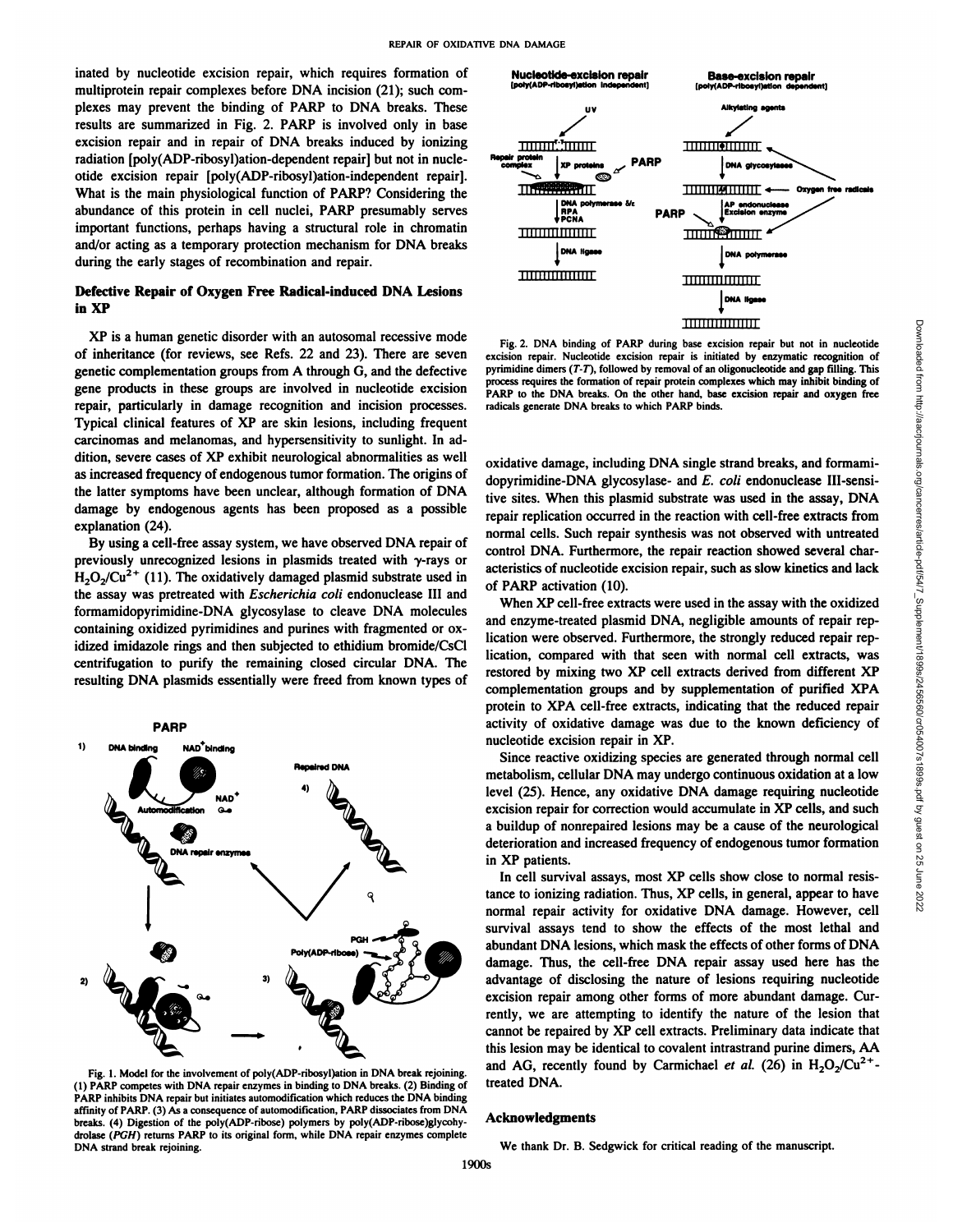inated by nucleotide excision repair, which requires formation of multiprotein repair complexes before DNA incision (21); such complexes may prevent the binding of PARP to DNA breaks. These results are summarized in Fig. 2. PARP is involved only in base excision repair and in repair of DNA breaks induced by ionizing radiation [poly(ADP-ribosyl)ation-dependent repair] but not in nucleotide excision repair [poly(ADP-ribosyl)ation-independent repair]. What is the main physiological function of PARP? Considering the abundance of this protein in cell nuclei, PARP presumably serves important functions, perhaps having a structural role in chromatin and/or acting as a temporary protection mechanism for DNA breaks during the early stages of recombination and repair.

## Defective Repair of Oxygen Free Radical-induced DNA Lesions in XP

XP is a human genetic disorder with an autosomal recessive mode of inheritance (for reviews, see Refs. 22 and 23). There are seven genetic complementation groups from A through G, and the defective gene products in these groups are involved in nucleotide excision repair, particularly in damage recognition and incision processes. Typical clinical features of XP are skin lesions, including frequent carcinomas and melanomas, and hypersensitivity to sunlight. In addition, severe cases of XP exhibit neurological abnormalities as well as increased frequency of endogenous tumor formation. The origins of the latter symptoms have been unclear, although formation of DNA damage by endogenous agents has been proposed as a possible explanation (24).

By using a cell-free assay system, we have observed DNA repair of previously unrecognized lesions in plasmids treated with γ-rays or $H_2O_2/Cu^{2+}$ (11). The oxidatively damaged plasmid substrate used in the assay was pretreated with *Escherichia coli* endonuclease III and formamidopyrimidine-DNA glycosylase to cleave DNA molecules containing oxidized pyrimidines and purines with fragmented or oxidized imidazole rings and then subjected to ethidium bromide/CsCl centrifugation to purify the remaining closed circular DNA. The resulting DNA plasmids essentially were freed from known types of oxidative damage, including DNA single strand breaks, and formamidopyrimidine-DNA glycosylase- and *E. coli* endonuclease III-sensitive sites. When this plasmid substrate was used in the assay, DNA repair replication occurred in the reaction with cell-free extracts from normal cells. Such repair synthesis was not observed with untreated control DNA. Furthermore, the repair reaction showed several characteristics of nucleotide excision repair, such as slow kinetics and lack of PARP activation (10).

When XP cell-free extracts were used in the assay with the oxidized and enzyme-treated plasmid DNA, negligible amounts of repair replication were observed. Furthermore, the strongly reduced repair replication, compared with that seen with normal cell extracts, was restored by mixing two XP cell extracts derived from different XP complementation groups and by supplementation of purified XPA protein to XPA cell-free extracts, indicating that the reduced repair activity of oxidative damage was due to the known deficiency of nucleotide excision repair in XP.

Since reactive oxidizing species are generated through normal cell metabolism, cellular DNA may undergo continuous oxidation at a low level (25). Hence, any oxidative DNA damage requiring nucleotide excision repair for correction would accumulate in XP cells, and such a buildup of nonrepaired lesions may be a cause of the neurological deterioration and increased frequency of endogenous tumor formation in XP patients.

In cell survival assays, most XP cells show close to normal resistance to ionizing radiation. Thus, XP cells, in general, appear to have normal repair activity for oxidative DNA damage. However, cell survival assays tend to show the effects of the most lethal and abundant DNA lesions, which mask the effects of other forms of DNA damage. Thus, the cell-free DNA repair assay used here has the advantage of disclosing the nature of lesions requiring nucleotide excision repair among other forms of more abundant damage. Currently, we are attempting to identify the nature of the lesion that cannot be repaired by XP cell extracts. Preliminary data indicate that this lesion may be identical to covalent intrastrand purine dimers, AA and AG, recently found by Carmichael *et al.* (26) in $H_2O_2/Cu^{2+}$-treated DNA.

Fig. 1. Model for the involvement of poly(ADP-ribosyl)ation in DNA break rejoining. (1) PARP competes with DNA repair enzymes in binding to DNA breaks. (2) Binding of PARP inhibits DNA repair but initiates automodification which reduces the DNA binding affinity of PARP. (3) As a consequence of automodification, PARP dissociates from DNA breaks. (4) Digestion of the poly(ADP-ribose) polymers by poly(ADP-ribose)glycohydrolase (*PGH*) returns PARP to its original form, while DNA repair enzymes complete DNA strand break rejoining.

Fig. 2. DNA binding of PARP during base excision repair but not in nucleotide excision repair. Nucleotide excision repair is initiated by enzymatic recognition of pyrimidine dimers (*T-T*), followed by removal of an oligonucleotide and gap filling. This process requires the formation of repair protein complexes which may inhibit binding of PARP to the DNA breaks. On the other hand, base excision repair and oxygen free radicals generate DNA breaks to which PARP binds.

## Acknowledgments

We thank Dr. B. Sedgwick for critical reading of the manuscript.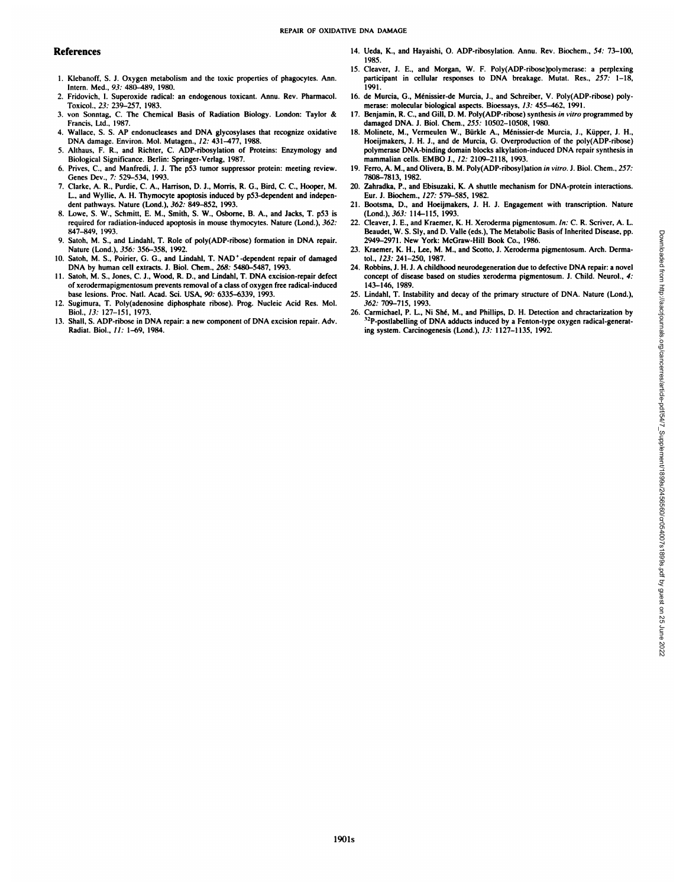## References

1. Klebanoff, S. J. Oxygen metabolism and the toxic properties of phagocytes. Ann. Intern. Med., *93:* 480–489, 1980.
2. Fridovich, I. Superoxide radical: an endogenous toxicant. Annu. Rev. Pharmacol. Toxicol., *23:* 239–257, 1983.
3. von Sonntag, C. The Chemical Basis of Radiation Biology. London: Taylor & Francis, Ltd., 1987.
4. Wallace, S. S. AP endonucleases and DNA glycosylases that recognize oxidative DNA damage. Environ. Mol. Mutagen., *12:* 431–477, 1988.
5. Althaus, F. R., and Richter, C. ADP-ribosylation of Proteins: Enzymology and Biological Significance. Berlin: Springer-Verlag, 1987.
6. Prives, C., and Manfredi, J. J. The p53 tumor suppressor protein: meeting review. Genes Dev., *7:* 529–534, 1993.
7. Clarke, A. R., Purdie, C. A., Harrison, D. J., Morris, R. G., Bird, C. C., Hooper, M. L., and Wyllie, A. H. Thymocyte apoptosis induced by p53-dependent and independent pathways. Nature (Lond.), *362:* 849–852, 1993.
8. Lowe, S. W., Schmitt, E. M., Smith, S. W., Osborne, B. A., and Jacks, T. p53 is required for radiation-induced apoptosis in mouse thymocytes. Nature (Lond.), *362:* 847–849, 1993.
9. Satoh, M. S., and Lindahl, T. Role of poly(ADP-ribose) formation in DNA repair. Nature (Lond.), *356:* 356–358, 1992.
10. Satoh, M. S., Poirier, G. G., and Lindahl, T. NAD$^+$-dependent repair of damaged DNA by human cell extracts. J. Biol. Chem., *268:* 5480–5487, 1993.
11. Satoh, M. S., Jones, C. J., Wood, R. D., and Lindahl, T. DNA excision-repair defect of xerodermapigmentosum prevents removal of a class of oxygen free radical-induced base lesions. Proc. Natl. Acad. Sci. USA, *90:* 6335–6339, 1993.
12. Sugimura, T. Poly(adenosine diphosphate ribose). Prog. Nucleic Acid Res. Mol. Biol., *13:* 127–151, 1973.
13. Shall, S. ADP-ribose in DNA repair: a new component of DNA excision repair. Adv. Radiat. Biol., *11:* 1–69, 1984.
14. Ueda, K., and Hayaishi, O. ADP-ribosylation. Annu. Rev. Biochem., *54:* 73–100, 1985.
15. Cleaver, J. E., and Morgan, W. F. Poly(ADP-ribose)polymerase: a perplexing participant in cellular responses to DNA breakage. Mutat. Res., *257:* 1–18, 1991.
16. de Murcia, G., Ménissier-de Murcia, J., and Schreiber, V. Poly(ADP-ribose) polymerase: molecular biological aspects. Bioessays, *13:* 455–462, 1991.
17. Benjamin, R. C., and Gill, D. M. Poly(ADP-ribose) synthesis *in vitro* programmed by damaged DNA. J. Biol. Chem., *255:* 10502–10508, 1980.
18. Molinete, M., Vermeulen W., Bürkle A., Ménissier-de Murcia, J., Küpper, J. H., Hoeijmakers, J. H. J., and de Murcia, G. Overproduction of the poly(ADP-ribose) polymerase DNA-binding domain blocks alkylation-induced DNA repair synthesis in mammalian cells. EMBO J., *12:* 2109–2118, 1993.
19. Ferro, A. M., and Olivera, B. M. Poly(ADP-ribosyl)ation *in vitro*. J. Biol. Chem., *257:* 7808–7813, 1982.
20. Zahradka, P., and Ebisuzaki, K. A shuttle mechanism for DNA-protein interactions. Eur. J. Biochem., *127:* 579–585, 1982.
21. Bootsma, D., and Hoeijmakers, J. H. J. Engagement with transcription. Nature (Lond.), *363:* 114–115, 1993.
22. Cleaver, J. E., and Kraemer, K. H. Xeroderma pigmentosum. *In:* C. R. Scriver, A. L. Beaudet, W. S. Sly, and D. Valle (eds.), The Metabolic Basis of Inherited Disease, pp. 2949–2971. New York: McGraw-Hill Book Co., 1986.
23. Kraemer, K. H., Lee, M. M., and Scotto, J. Xeroderma pigmentosum. Arch. Dermatol., *123:* 241–250, 1987.
24. Robbins, J. H. J. A childhood neurodegeneration due to defective DNA repair: a novel concept of disease based on studies xeroderma pigmentosum. J. Child. Neurol., *4:* 143–146, 1989.
25. Lindahl, T. Instability and decay of the primary structure of DNA. Nature (Lond.), *362:* 709–715, 1993.
26. Carmichael, P. L., Ni Shé, M., and Phillips, D. H. Detection and chractarization by $^{32}$P-postlabelling of DNA adducts induced by a Fenton-type oxygen radical-generating system. Carcinogenesis (Lond.), *13:* 1127–1135, 1992.